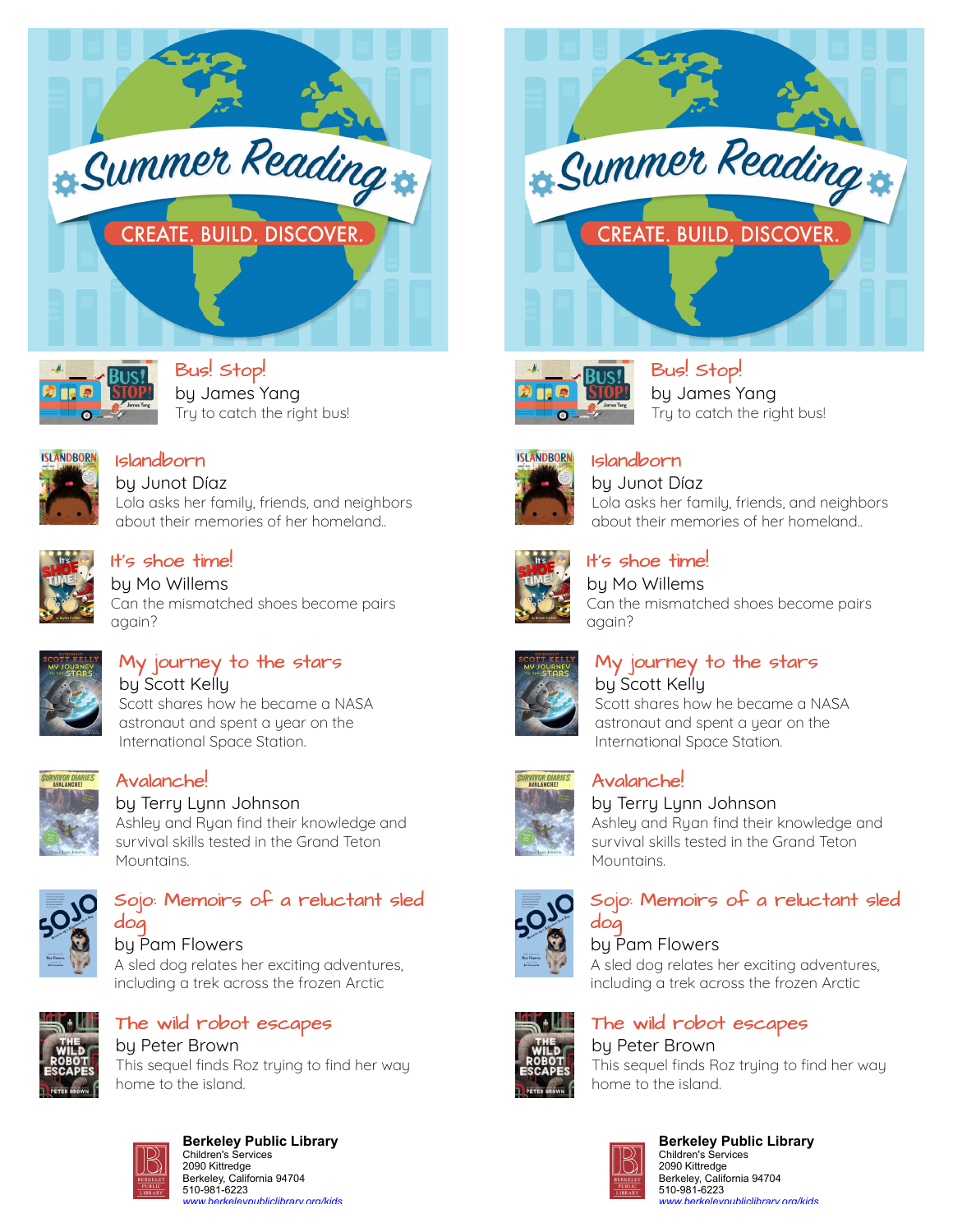# Summer Reading

CREATE. BUILD. DISCOVER.

### Bus! Stop!
by James Yang
Try to catch the right bus!

### Islandborn
by Junot Díaz
Lola asks her family, friends, and neighbors about their memories of her homeland..

### It's shoe time!
by Mo Willems
Can the mismatched shoes become pairs again?

### My journey to the stars
by Scott Kelly
Scott shares how he became a NASA astronaut and spent a year on the International Space Station.

### Avalanche!
by Terry Lynn Johnson
Ashley and Ryan find their knowledge and survival skills tested in the Grand Teton Mountains.

### Sojo: Memoirs of a reluctant sled dog
by Pam Flowers
A sled dog relates her exciting adventures, including a trek across the frozen Arctic

### The wild robot escapes
by Peter Brown
This sequel finds Roz trying to find her way home to the island.

**Berkeley Public Library**
Children's Services
2090 Kittredge
Berkeley, California 94704
510-981-6223
www.berkeleypubliclibrary.org/kids

# Summer Reading

CREATE. BUILD. DISCOVER.

### Bus! Stop!
by James Yang
Try to catch the right bus!

### Islandborn
by Junot Díaz
Lola asks her family, friends, and neighbors about their memories of her homeland..

### It's shoe time!
by Mo Willems
Can the mismatched shoes become pairs again?

### My journey to the stars
by Scott Kelly
Scott shares how he became a NASA astronaut and spent a year on the International Space Station.

### Avalanche!
by Terry Lynn Johnson
Ashley and Ryan find their knowledge and survival skills tested in the Grand Teton Mountains.

### Sojo: Memoirs of a reluctant sled dog
by Pam Flowers
A sled dog relates her exciting adventures, including a trek across the frozen Arctic

### The wild robot escapes
by Peter Brown
This sequel finds Roz trying to find her way home to the island.

**Berkeley Public Library**
Children's Services
2090 Kittredge
Berkeley, California 94704
510-981-6223
www.berkeleypubliclibrary.org/kids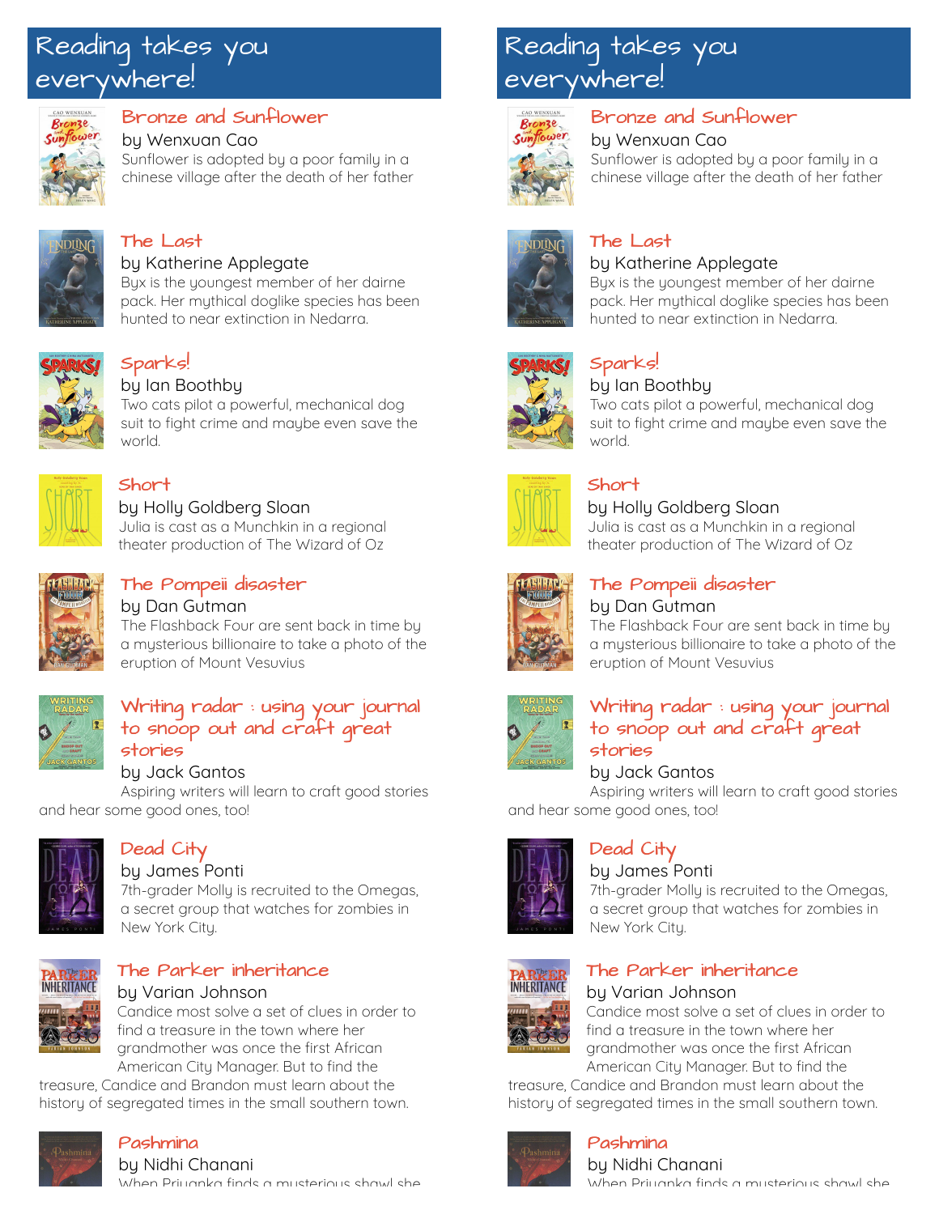# Reading takes you everywhere!

### Bronze and Sunflower

by Wenxuan Cao

Sunflower is adopted by a poor family in a chinese village after the death of her father

### The Last

by Katherine Applegate

Byx is the youngest member of her dairne pack. Her mythical doglike species has been hunted to near extinction in Nedarra.

### Sparks!

by Ian Boothby

Two cats pilot a powerful, mechanical dog suit to fight crime and maybe even save the world.

### Short

by Holly Goldberg Sloan

Julia is cast as a Munchkin in a regional theater production of The Wizard of Oz

### The Pompeii disaster

by Dan Gutman

The Flashback Four are sent back in time by a mysterious billionaire to take a photo of the eruption of Mount Vesuvius

### Writing radar : using your journal to snoop out and craft great stories

by Jack Gantos

Aspiring writers will learn to craft good stories and hear some good ones, too!

### Dead City

by James Ponti

7th-grader Molly is recruited to the Omegas, a secret group that watches for zombies in New York City.

### The Parker inheritance

by Varian Johnson

Candice most solve a set of clues in order to find a treasure in the town where her grandmother was once the first African American City Manager. But to find the treasure, Candice and Brandon must learn about the history of segregated times in the small southern town.

### Pashmina

by Nidhi Chanani

When Priyanka finds a mysterious shawl she

# Reading takes you everywhere!

### Bronze and Sunflower

by Wenxuan Cao

Sunflower is adopted by a poor family in a chinese village after the death of her father

### The Last

by Katherine Applegate

Byx is the youngest member of her dairne pack. Her mythical doglike species has been hunted to near extinction in Nedarra.

### Sparks!

by Ian Boothby

Two cats pilot a powerful, mechanical dog suit to fight crime and maybe even save the world.

### Short

by Holly Goldberg Sloan

Julia is cast as a Munchkin in a regional theater production of The Wizard of Oz

### The Pompeii disaster

by Dan Gutman

The Flashback Four are sent back in time by a mysterious billionaire to take a photo of the eruption of Mount Vesuvius

### Writing radar : using your journal to snoop out and craft great stories

by Jack Gantos

Aspiring writers will learn to craft good stories and hear some good ones, too!

### Dead City

by James Ponti

7th-grader Molly is recruited to the Omegas, a secret group that watches for zombies in New York City.

### The Parker inheritance

by Varian Johnson

Candice most solve a set of clues in order to find a treasure in the town where her grandmother was once the first African American City Manager. But to find the treasure, Candice and Brandon must learn about the history of segregated times in the small southern town.

### Pashmina

by Nidhi Chanani

When Priyanka finds a mysterious shawl she